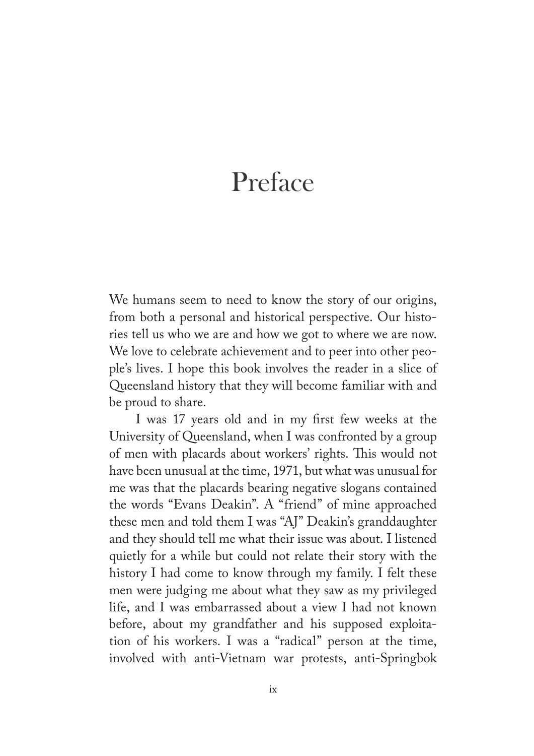# Preface

We humans seem to need to know the story of our origins, from both a personal and historical perspective. Our histories tell us who we are and how we got to where we are now. We love to celebrate achievement and to peer into other people's lives. I hope this book involves the reader in a slice of Queensland history that they will become familiar with and be proud to share.

I was 17 years old and in my first few weeks at the University of Queensland, when I was confronted by a group of men with placards about workers' rights. This would not have been unusual at the time, 1971, but what was unusual for me was that the placards bearing negative slogans contained the words "Evans Deakin". A "friend" of mine approached these men and told them I was "AJ" Deakin's granddaughter and they should tell me what their issue was about. I listened quietly for a while but could not relate their story with the history I had come to know through my family. I felt these men were judging me about what they saw as my privileged life, and I was embarrassed about a view I had not known before, about my grandfather and his supposed exploitation of his workers. I was a "radical" person at the time, involved with anti-Vietnam war protests, anti-Springbok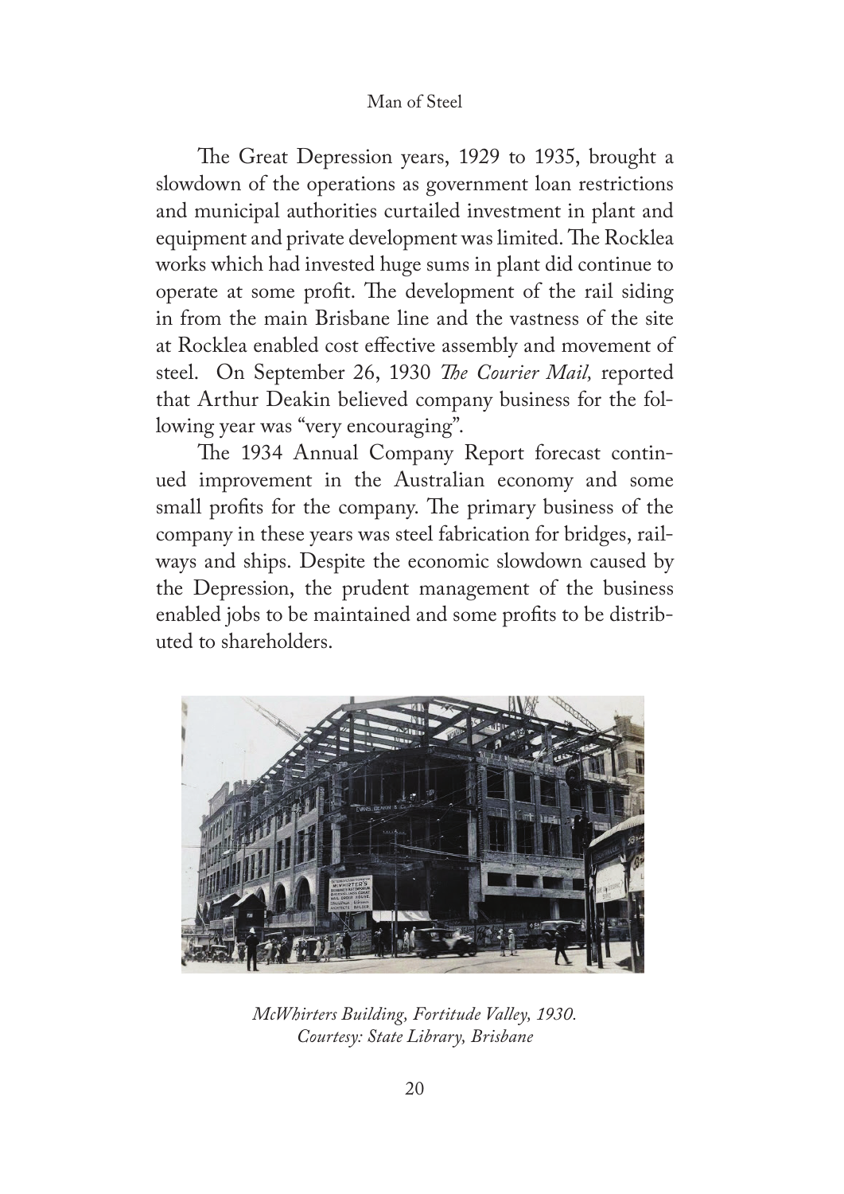The Great Depression years, 1929 to 1935, brought a slowdown of the operations as government loan restrictions and municipal authorities curtailed investment in plant and equipment and private development was limited. The Rocklea works which had invested huge sums in plant did continue to operate at some profit. The development of the rail siding in from the main Brisbane line and the vastness of the site at Rocklea enabled cost effective assembly and movement of steel. On September 26, 1930 *The Courier Mail,* reported that Arthur Deakin believed company business for the following year was "very encouraging".

The 1934 Annual Company Report forecast continued improvement in the Australian economy and some small profits for the company. The primary business of the company in these years was steel fabrication for bridges, railways and ships. Despite the economic slowdown caused by the Depression, the prudent management of the business enabled jobs to be maintained and some profits to be distributed to shareholders.

*McWhirters Building, Fortitude Valley, 1930.*
*Courtesy: State Library, Brisbane*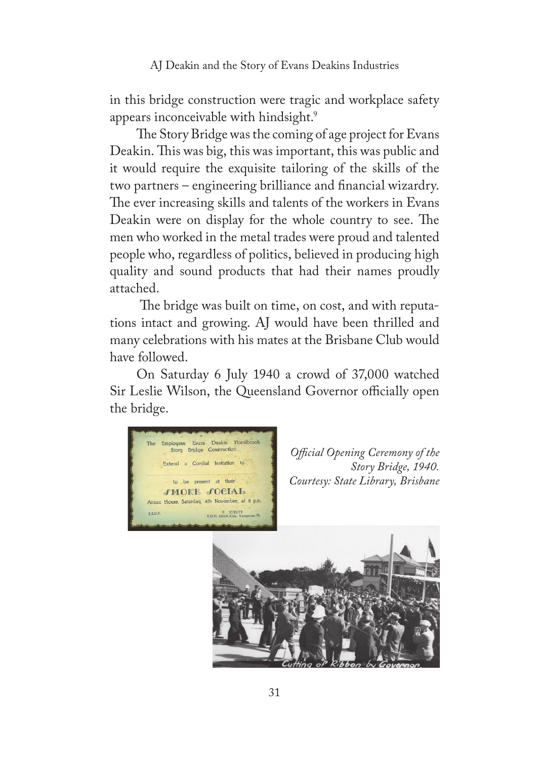in this bridge construction were tragic and workplace safety appears inconceivable with hindsight.[9]

The Story Bridge was the coming of age project for Evans Deakin. This was big, this was important, this was public and it would require the exquisite tailoring of the skills of the two partners – engineering brilliance and financial wizardry. The ever increasing skills and talents of the workers in Evans Deakin were on display for the whole country to see. The men who worked in the metal trades were proud and talented people who, regardless of politics, believed in producing high quality and sound products that had their names proudly attached.

The bridge was built on time, on cost, and with reputations intact and growing. AJ would have been thrilled and many celebrations with his mates at the Brisbane Club would have followed.

On Saturday 6 July 1940 a crowd of 37,000 watched Sir Leslie Wilson, the Queensland Governor officially open the bridge.

*Official Opening Ceremony of the Story Bridge, 1940. Courtesy: State Library, Brisbane*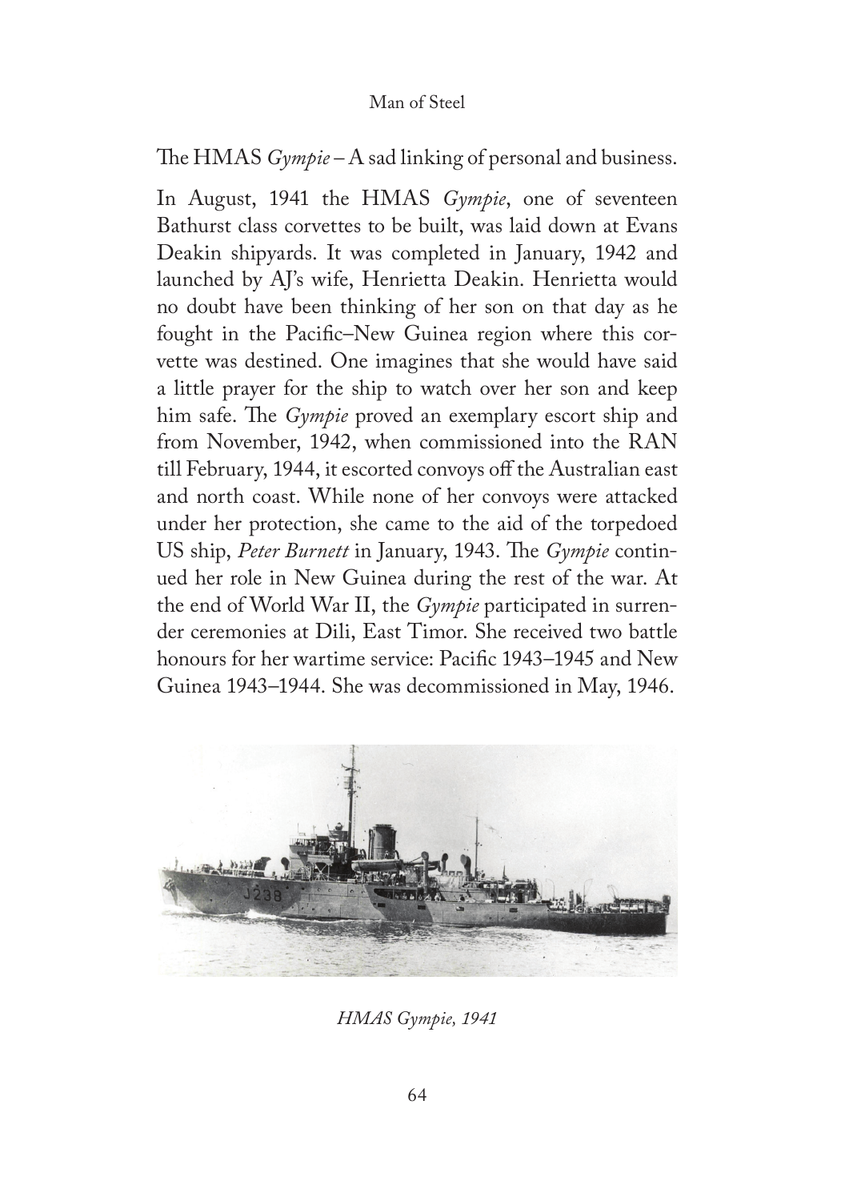The HMAS *Gympie* – A sad linking of personal and business.

In August, 1941 the HMAS *Gympie*, one of seventeen Bathurst class corvettes to be built, was laid down at Evans Deakin shipyards. It was completed in January, 1942 and launched by AJ's wife, Henrietta Deakin. Henrietta would no doubt have been thinking of her son on that day as he fought in the Pacific–New Guinea region where this corvette was destined. One imagines that she would have said a little prayer for the ship to watch over her son and keep him safe. The *Gympie* proved an exemplary escort ship and from November, 1942, when commissioned into the RAN till February, 1944, it escorted convoys off the Australian east and north coast. While none of her convoys were attacked under her protection, she came to the aid of the torpedoed US ship, *Peter Burnett* in January, 1943. The *Gympie* continued her role in New Guinea during the rest of the war. At the end of World War II, the *Gympie* participated in surrender ceremonies at Dili, East Timor. She received two battle honours for her wartime service: Pacific 1943–1945 and New Guinea 1943–1944. She was decommissioned in May, 1946.

*HMAS Gympie, 1941*